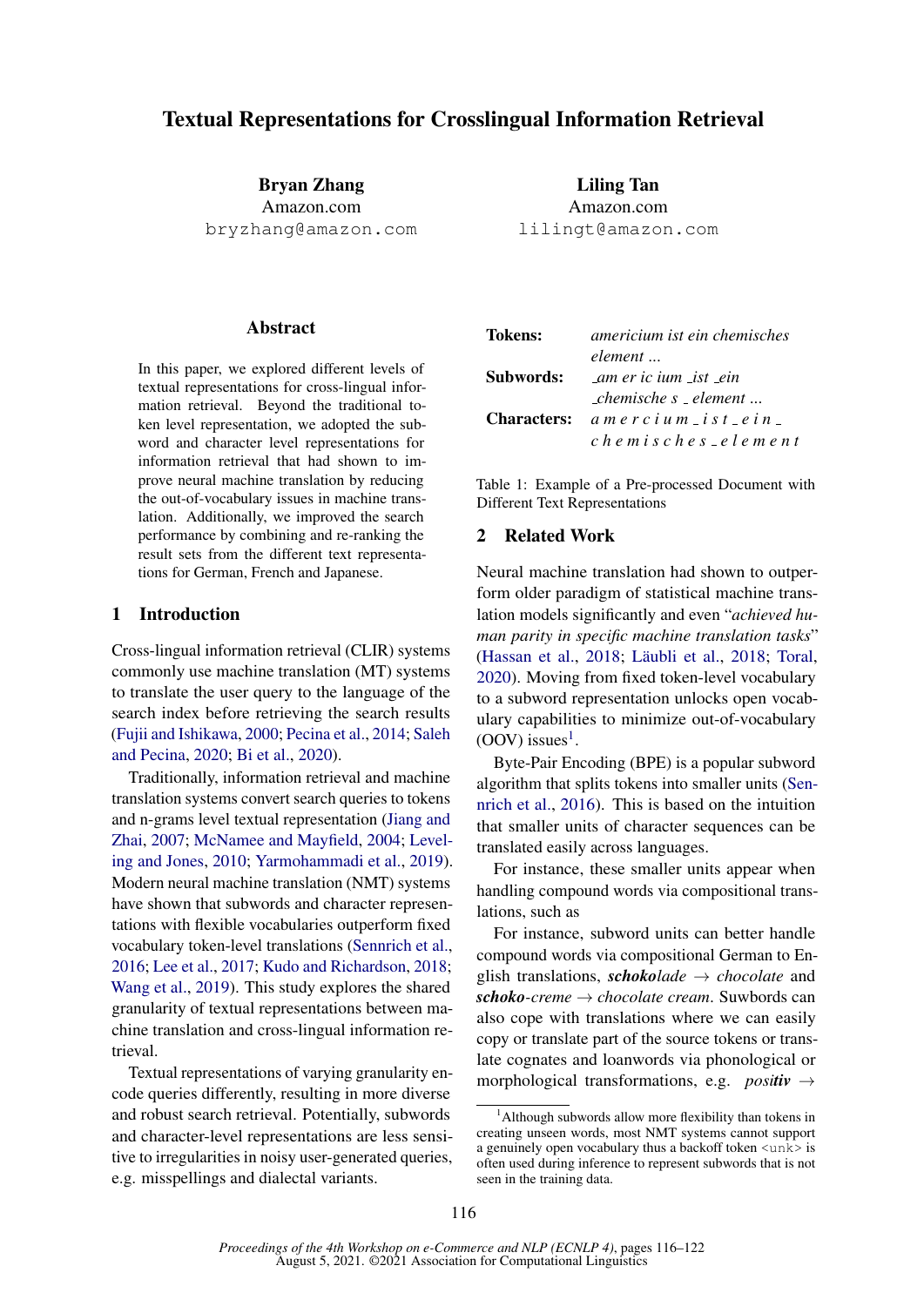# Textual Representations for Crosslingual Information Retrieval

**Bryan Zhang**
Amazon.com
bryzhang@amazon.com

**Liling Tan**
Amazon.com
lilingt@amazon.com

## Abstract

In this paper, we explored different levels of textual representations for cross-lingual information retrieval. Beyond the traditional token level representation, we adopted the subword and character level representations for information retrieval that had shown to improve neural machine translation by reducing the out-of-vocabulary issues in machine translation. Additionally, we improved the search performance by combining and re-ranking the result sets from the different text representations for German, French and Japanese.

## 1 Introduction

Cross-lingual information retrieval (CLIR) systems commonly use machine translation (MT) systems to translate the user query to the language of the search index before retrieving the search results (Fujii and Ishikawa, 2000; Pecina et al., 2014; Saleh and Pecina, 2020; Bi et al., 2020).

Traditionally, information retrieval and machine translation systems convert search queries to tokens and n-grams level textual representation (Jiang and Zhai, 2007; McNamee and Mayfield, 2004; Leveling and Jones, 2010; Yarmohammadi et al., 2019). Modern neural machine translation (NMT) systems have shown that subwords and character representations with flexible vocabularies outperform fixed vocabulary token-level translations (Sennrich et al., 2016; Lee et al., 2017; Kudo and Richardson, 2018; Wang et al., 2019). This study explores the shared granularity of textual representations between machine translation and cross-lingual information retrieval.

Textual representations of varying granularity encode queries differently, resulting in more diverse and robust search retrieval. Potentially, subwords and character-level representations are less sensitive to irregularities in noisy user-generated queries, e.g. misspellings and dialectal variants.

| | |
|---|---|
| **Tokens:** | *americium ist ein chemisches element ...* |
| **Subwords:** | *_am er ic ium _ist _ein _chemische s _ element ...* |
| **Characters:** | *a m e r c i u m _ i s t _ e i n _ c h e m i s c h e s _ e l e m e n t* |

Table 1: Example of a Pre-processed Document with Different Text Representations

## 2 Related Work

Neural machine translation had shown to outperform older paradigm of statistical machine translation models significantly and even "*achieved human parity in specific machine translation tasks*" (Hassan et al., 2018; Läubli et al., 2018; Toral, 2020). Moving from fixed token-level vocabulary to a subword representation unlocks open vocabulary capabilities to minimize out-of-vocabulary (OOV) issues[1].

Byte-Pair Encoding (BPE) is a popular subword algorithm that splits tokens into smaller units (Sennrich et al., 2016). This is based on the intuition that smaller units of character sequences can be translated easily across languages.

For instance, these smaller units appear when handling compound words via compositional translations, such as

For instance, subword units can better handle compound words via compositional German to English translations, ***schoko**lade* → *chocolate* and ***schoko**-creme* → *chocolate cream*. Suwbords can also cope with translations where we can easily copy or translate part of the source tokens or translate cognates and loanwords via phonological or morphological transformations, e.g. *positiv* →

[1] Although subwords allow more flexibility than tokens in creating unseen words, most NMT systems cannot support a genuinely open vocabulary thus a backoff token <unk> is often used during inference to represent subwords that is not seen in the training data.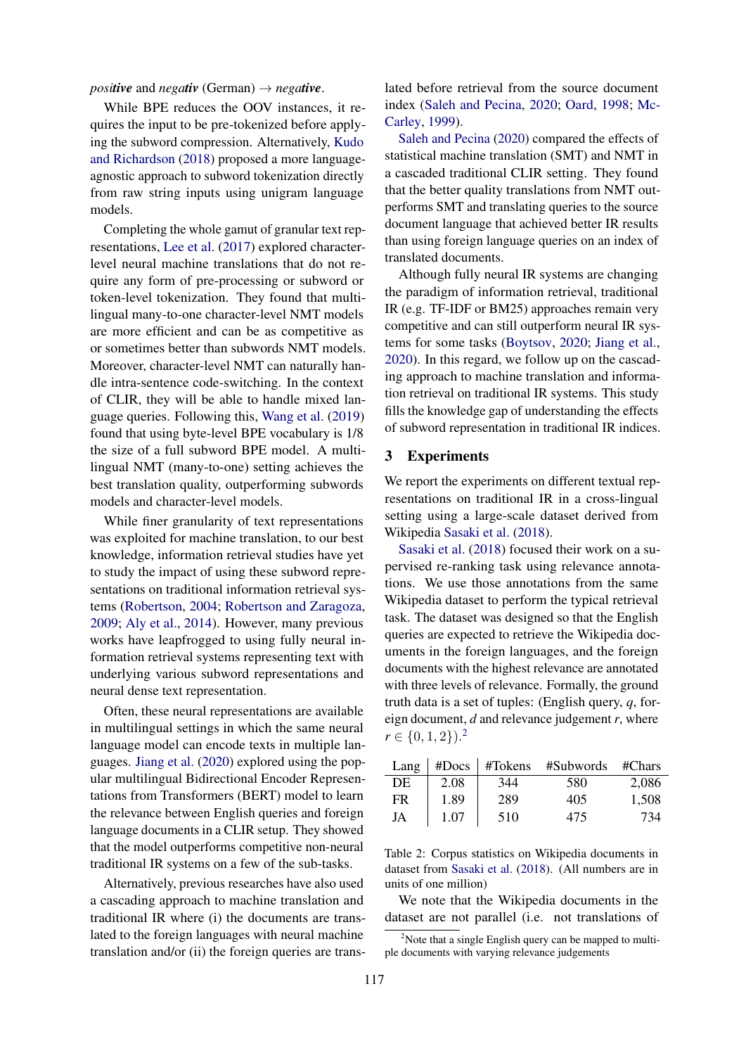*positive* and *negativ* (German) → *negative*.

While BPE reduces the OOV instances, it requires the input to be pre-tokenized before applying the subword compression. Alternatively, Kudo and Richardson (2018) proposed a more language-agnostic approach to subword tokenization directly from raw string inputs using unigram language models.

Completing the whole gamut of granular text representations, Lee et al. (2017) explored character-level neural machine translations that do not require any form of pre-processing or subword or token-level tokenization. They found that multilingual many-to-one character-level NMT models are more efficient and can be as competitive as or sometimes better than subwords NMT models. Moreover, character-level NMT can naturally handle intra-sentence code-switching. In the context of CLIR, they will be able to handle mixed language queries. Following this, Wang et al. (2019) found that using byte-level BPE vocabulary is 1/8 the size of a full subword BPE model. A multilingual NMT (many-to-one) setting achieves the best translation quality, outperforming subwords models and character-level models.

While finer granularity of text representations was exploited for machine translation, to our best knowledge, information retrieval studies have yet to study the impact of using these subword representations on traditional information retrieval systems (Robertson, 2004; Robertson and Zaragoza, 2009; Aly et al., 2014). However, many previous works have leapfrogged to using fully neural information retrieval systems representing text with underlying various subword representations and neural dense text representation.

Often, these neural representations are available in multilingual settings in which the same neural language model can encode texts in multiple languages. Jiang et al. (2020) explored using the popular multilingual Bidirectional Encoder Representations from Transformers (BERT) model to learn the relevance between English queries and foreign language documents in a CLIR setup. They showed that the model outperforms competitive non-neural traditional IR systems on a few of the sub-tasks.

Alternatively, previous researches have also used a cascading approach to machine translation and traditional IR where (i) the documents are translated to the foreign languages with neural machine translation and/or (ii) the foreign queries are translated before retrieval from the source document index (Saleh and Pecina, 2020; Oard, 1998; McCarley, 1999).

Saleh and Pecina (2020) compared the effects of statistical machine translation (SMT) and NMT in a cascaded traditional CLIR setting. They found that the better quality translations from NMT outperforms SMT and translating queries to the source document language that achieved better IR results than using foreign language queries on an index of translated documents.

Although fully neural IR systems are changing the paradigm of information retrieval, traditional IR (e.g. TF-IDF or BM25) approaches remain very competitive and can still outperform neural IR systems for some tasks (Boytsov, 2020; Jiang et al., 2020). In this regard, we follow up on the cascading approach to machine translation and information retrieval on traditional IR systems. This study fills the knowledge gap of understanding the effects of subword representation in traditional IR indices.

## 3 Experiments

We report the experiments on different textual representations on traditional IR in a cross-lingual setting using a large-scale dataset derived from Wikipedia Sasaki et al. (2018).

Sasaki et al. (2018) focused their work on a supervised re-ranking task using relevance annotations. We use those annotations from the same Wikipedia dataset to perform the typical retrieval task. The dataset was designed so that the English queries are expected to retrieve the Wikipedia documents in the foreign languages, and the foreign documents with the highest relevance are annotated with three levels of relevance. Formally, the ground truth data is a set of tuples: (English query, $q$, foreign document, $d$ and relevance judgement $r$, where $r \in \{0, 1, 2\}$).[2]

| Lang | #Docs | #Tokens | #Subwords | #Chars |
|---|---|---|---|---|
| DE | 2.08 | 344 | 580 | 2,086 |
| FR | 1.89 | 289 | 405 | 1,508 |
| JA | 1.07 | 510 | 475 | 734 |

Table 2: Corpus statistics on Wikipedia documents in dataset from Sasaki et al. (2018). (All numbers are in units of one million)

We note that the Wikipedia documents in the dataset are not parallel (i.e. not translations of

[2]Note that a single English query can be mapped to multiple documents with varying relevance judgements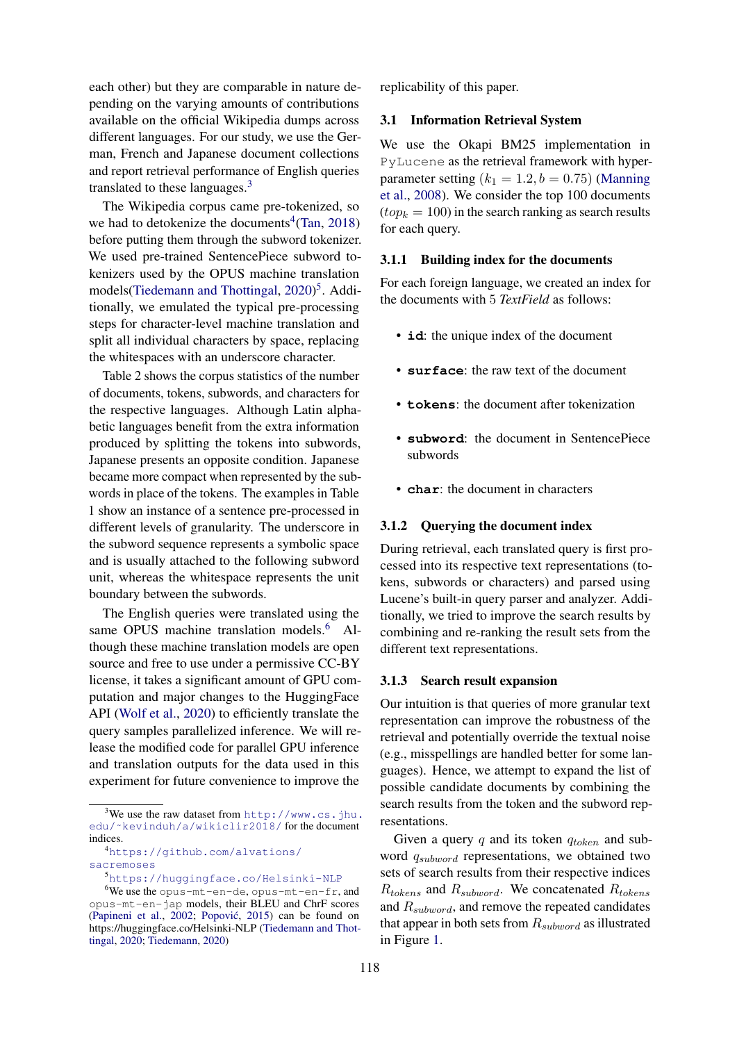each other) but they are comparable in nature depending on the varying amounts of contributions available on the official Wikipedia dumps across different languages. For our study, we use the German, French and Japanese document collections and report retrieval performance of English queries translated to these languages.[3]

The Wikipedia corpus came pre-tokenized, so we had to detokenize the documents[4](Tan, 2018) before putting them through the subword tokenizer. We used pre-trained SentencePiece subword tokenizers used by the OPUS machine translation models(Tiedemann and Thottingal, 2020)[5]. Additionally, we emulated the typical pre-processing steps for character-level machine translation and split all individual characters by space, replacing the whitespaces with an underscore character.

Table 2 shows the corpus statistics of the number of documents, tokens, subwords, and characters for the respective languages. Although Latin alphabetic languages benefit from the extra information produced by splitting the tokens into subwords, Japanese presents an opposite condition. Japanese became more compact when represented by the subwords in place of the tokens. The examples in Table 1 show an instance of a sentence pre-processed in different levels of granularity. The underscore in the subword sequence represents a symbolic space and is usually attached to the following subword unit, whereas the whitespace represents the unit boundary between the subwords.

The English queries were translated using the same OPUS machine translation models.[6] Although these machine translation models are open source and free to use under a permissive CC-BY license, it takes a significant amount of GPU computation and major changes to the HuggingFace API (Wolf et al., 2020) to efficiently translate the query samples parallelized inference. We will release the modified code for parallel GPU inference and translation outputs for the data used in this experiment for future convenience to improve the replicability of this paper.

[3]We use the raw dataset from http://www.cs.jhu.edu/~kevinduh/a/wikiclir2018/ for the document indices.

[4]https://github.com/alvations/sacremoses

[5]https://huggingface.co/Helsinki-NLP

[6]We use the opus-mt-en-de, opus-mt-en-fr, and opus-mt-en-jap models, their BLEU and ChrF scores (Papineni et al., 2002; Popović, 2015) can be found on https://huggingface.co/Helsinki-NLP (Tiedemann and Thottingal, 2020; Tiedemann, 2020)

### 3.1 Information Retrieval System

We use the Okapi BM25 implementation in `PyLucene` as the retrieval framework with hyper-parameter setting $(k_1 = 1.2, b = 0.75)$ (Manning et al., 2008). We consider the top 100 documents $(top_k = 100)$ in the search ranking as search results for each query.

#### 3.1.1 Building index for the documents

For each foreign language, we created an index for the documents with 5 *TextField* as follows:

- **`id`**: the unique index of the document
- **`surface`**: the raw text of the document
- **`tokens`**: the document after tokenization
- **`subword`**: the document in SentencePiece subwords
- **`char`**: the document in characters

#### 3.1.2 Querying the document index

During retrieval, each translated query is first processed into its respective text representations (tokens, subwords or characters) and parsed using Lucene's built-in query parser and analyzer. Additionally, we tried to improve the search results by combining and re-ranking the result sets from the different text representations.

#### 3.1.3 Search result expansion

Our intuition is that queries of more granular text representation can improve the robustness of the retrieval and potentially override the textual noise (e.g., misspellings are handled better for some languages). Hence, we attempt to expand the list of possible candidate documents by combining the search results from the token and the subword representations.

Given a query $q$ and its token $q_{token}$ and subword $q_{subword}$ representations, we obtained two sets of search results from their respective indices $R_{tokens}$ and $R_{subword}$. We concatenated $R_{tokens}$ and $R_{subword}$, and remove the repeated candidates that appear in both sets from $R_{subword}$ as illustrated in Figure 1.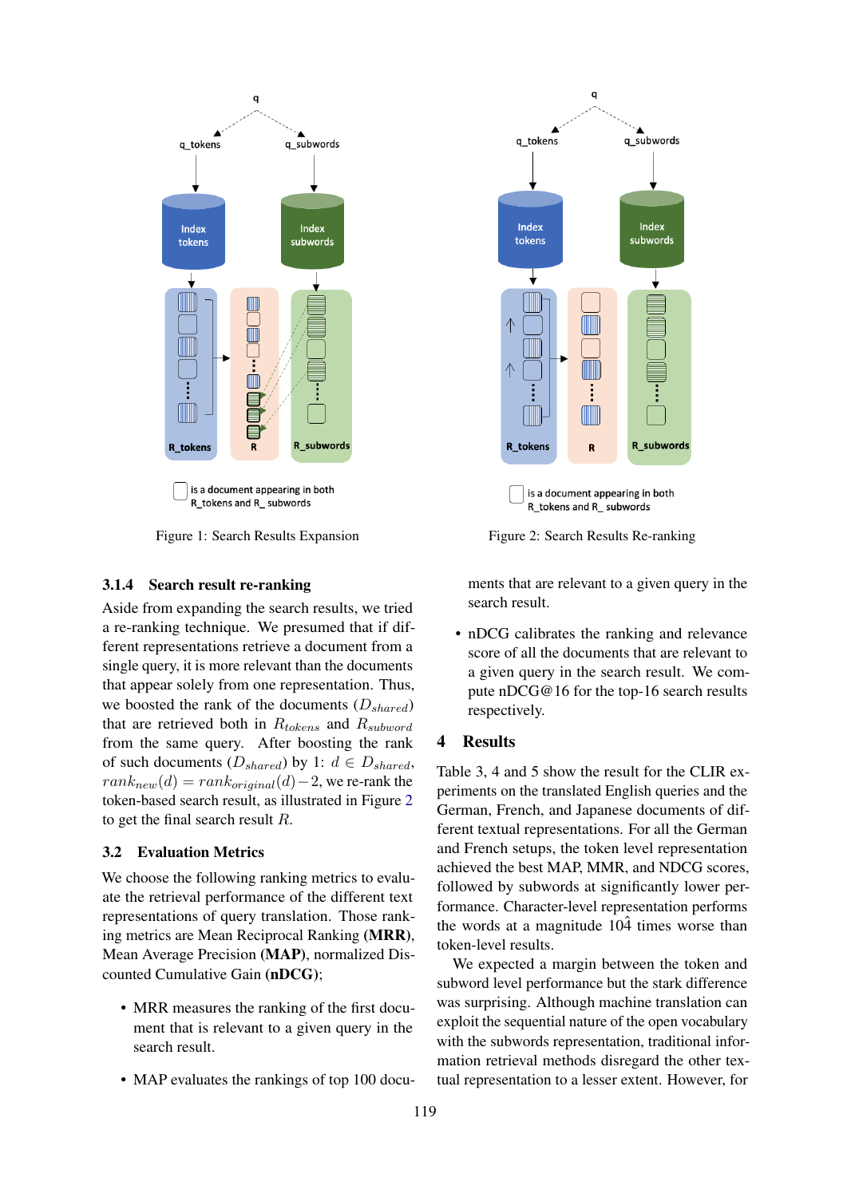Figure 1: Search Results Expansion

Figure 2: Search Results Re-ranking

### 3.1.4 Search result re-ranking

Aside from expanding the search results, we tried a re-ranking technique. We presumed that if different representations retrieve a document from a single query, it is more relevant than the documents that appear solely from one representation. Thus, we boosted the rank of the documents ($D_{shared}$) that are retrieved both in $R_{tokens}$ and $R_{subword}$ from the same query. After boosting the rank of such documents ($D_{shared}$) by 1: $d \in D_{shared}$, $rank_{new}(d) = rank_{original}(d) - 2$, we re-rank the token-based search result, as illustrated in Figure 2 to get the final search result $R$.

## 3.2 Evaluation Metrics

We choose the following ranking metrics to evaluate the retrieval performance of the different text representations of query translation. Those ranking metrics are Mean Reciprocal Ranking **(MRR)**, Mean Average Precision **(MAP)**, normalized Discounted Cumulative Gain **(nDCG)**;

- MRR measures the ranking of the first document that is relevant to a given query in the search result.
- MAP evaluates the rankings of top 100 documents that are relevant to a given query in the search result.
- nDCG calibrates the ranking and relevance score of all the documents that are relevant to a given query in the search result. We compute nDCG@16 for the top-16 search results respectively.

# 4 Results

Table 3, 4 and 5 show the result for the CLIR experiments on the translated English queries and the German, French, and Japanese documents of different textual representations. For all the German and French setups, the token level representation achieved the best MAP, MMR, and NDCG scores, followed by subwords at significantly lower performance. Character-level representation performs the words at a magnitude 10$\hat{4}$ times worse than token-level results.

We expected a margin between the token and subword level performance but the stark difference was surprising. Although machine translation can exploit the sequential nature of the open vocabulary with the subwords representation, traditional information retrieval methods disregard the other textual representation to a lesser extent. However, for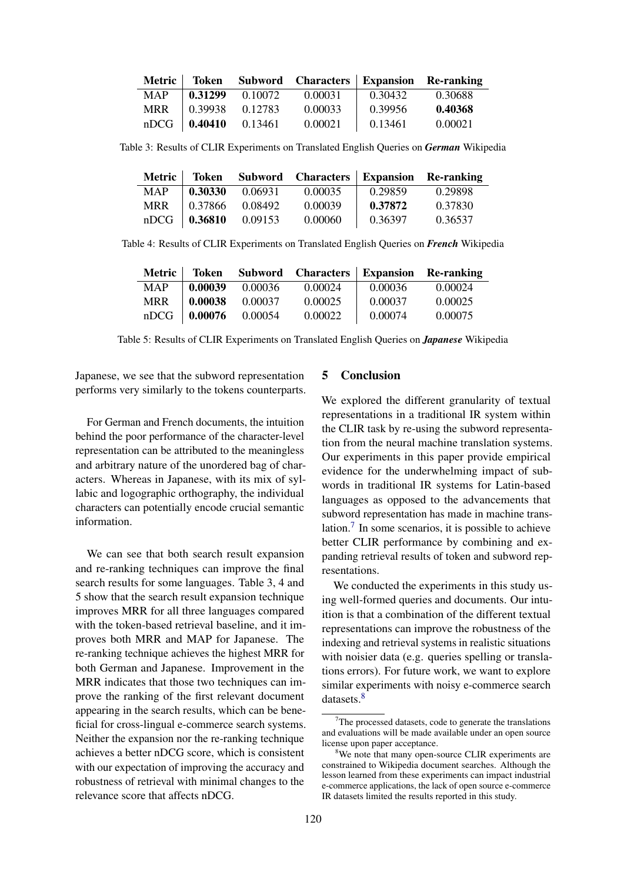| Metric | Token | Subword | Characters | Expansion | Re-ranking |
|---|---|---|---|---|---|
| MAP | **0.31299** | 0.10072 | 0.00031 | 0.30432 | 0.30688 |
| MRR | 0.39938 | 0.12783 | 0.00033 | 0.39956 | **0.40368** |
| nDCG | **0.40410** | 0.13461 | 0.00021 | 0.13461 | 0.00021 |

Table 3: Results of CLIR Experiments on Translated English Queries on ***German*** Wikipedia

| Metric | Token | Subword | Characters | Expansion | Re-ranking |
|---|---|---|---|---|---|
| MAP | **0.30330** | 0.06931 | 0.00035 | 0.29859 | 0.29898 |
| MRR | 0.37866 | 0.08492 | 0.00039 | **0.37872** | 0.37830 |
| nDCG | **0.36810** | 0.09153 | 0.00060 | 0.36397 | 0.36537 |

Table 4: Results of CLIR Experiments on Translated English Queries on ***French*** Wikipedia

| Metric | Token | Subword | Characters | Expansion | Re-ranking |
|---|---|---|---|---|---|
| MAP | **0.00039** | 0.00036 | 0.00024 | 0.00036 | 0.00024 |
| MRR | **0.00038** | 0.00037 | 0.00025 | 0.00037 | 0.00025 |
| nDCG | **0.00076** | 0.00054 | 0.00022 | 0.00074 | 0.00075 |

Table 5: Results of CLIR Experiments on Translated English Queries on ***Japanese*** Wikipedia

Japanese, we see that the subword representation performs very similarly to the tokens counterparts.

For German and French documents, the intuition behind the poor performance of the character-level representation can be attributed to the meaningless and arbitrary nature of the unordered bag of characters. Whereas in Japanese, with its mix of syllabic and logographic orthography, the individual characters can potentially encode crucial semantic information.

We can see that both search result expansion and re-ranking techniques can improve the final search results for some languages. Table 3, 4 and 5 show that the search result expansion technique improves MRR for all three languages compared with the token-based retrieval baseline, and it improves both MRR and MAP for Japanese. The re-ranking technique achieves the highest MRR for both German and Japanese. Improvement in the MRR indicates that those two techniques can improve the ranking of the first relevant document appearing in the search results, which can be beneficial for cross-lingual e-commerce search systems. Neither the expansion nor the re-ranking technique achieves a better nDCG score, which is consistent with our expectation of improving the accuracy and robustness of retrieval with minimal changes to the relevance score that affects nDCG.

## 5 Conclusion

We explored the different granularity of textual representations in a traditional IR system within the CLIR task by re-using the subword representation from the neural machine translation systems. Our experiments in this paper provide empirical evidence for the underwhelming impact of subwords in traditional IR systems for Latin-based languages as opposed to the advancements that subword representation has made in machine translation.[7] In some scenarios, it is possible to achieve better CLIR performance by combining and expanding retrieval results of token and subword representations.

We conducted the experiments in this study using well-formed queries and documents. Our intuition is that a combination of the different textual representations can improve the robustness of the indexing and retrieval systems in realistic situations with noisier data (e.g. queries spelling or translations errors). For future work, we want to explore similar experiments with noisy e-commerce search datasets.[8]

[7] The processed datasets, code to generate the translations and evaluations will be made available under an open source license upon paper acceptance.

[8] We note that many open-source CLIR experiments are constrained to Wikipedia document searches. Although the lesson learned from these experiments can impact industrial e-commerce applications, the lack of open source e-commerce IR datasets limited the results reported in this study.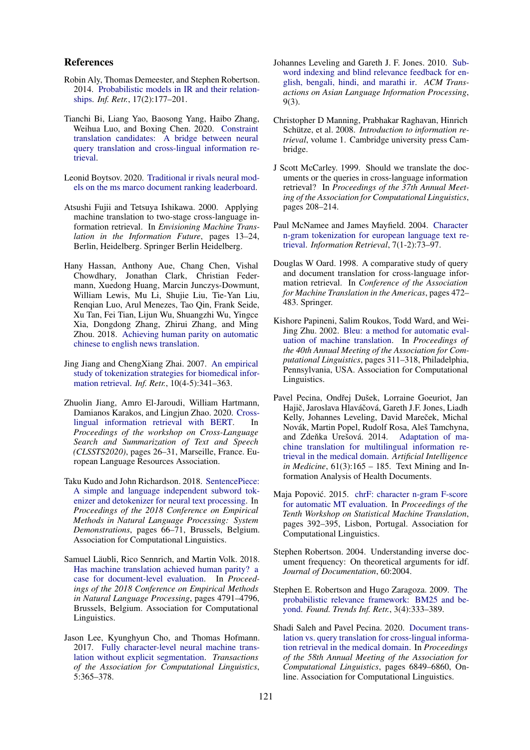## References

Robin Aly, Thomas Demeester, and Stephen Robertson. 2014. Probabilistic models in IR and their relationships. *Inf. Retr.*, 17(2):177–201.

Tianchi Bi, Liang Yao, Baosong Yang, Haibo Zhang, Weihua Luo, and Boxing Chen. 2020. Constraint translation candidates: A bridge between neural query translation and cross-lingual information retrieval.

Leonid Boytsov. 2020. Traditional ir rivals neural models on the ms marco document ranking leaderboard.

Atsushi Fujii and Tetsuya Ishikawa. 2000. Applying machine translation to two-stage cross-language information retrieval. In *Envisioning Machine Translation in the Information Future*, pages 13–24, Berlin, Heidelberg. Springer Berlin Heidelberg.

Hany Hassan, Anthony Aue, Chang Chen, Vishal Chowdhary, Jonathan Clark, Christian Federmann, Xuedong Huang, Marcin Junczys-Dowmunt, William Lewis, Mu Li, Shujie Liu, Tie-Yan Liu, Renqian Luo, Arul Menezes, Tao Qin, Frank Seide, Xu Tan, Fei Tian, Lijun Wu, Shuangzhi Wu, Yingce Xia, Dongdong Zhang, Zhirui Zhang, and Ming Zhou. 2018. Achieving human parity on automatic chinese to english news translation.

Jing Jiang and ChengXiang Zhai. 2007. An empirical study of tokenization strategies for biomedical information retrieval. *Inf. Retr.*, 10(4-5):341–363.

Zhuolin Jiang, Amro El-Jaroudi, William Hartmann, Damianos Karakos, and Lingjun Zhao. 2020. Cross-lingual information retrieval with BERT. In *Proceedings of the workshop on Cross-Language Search and Summarization of Text and Speech (CLSSTS2020)*, pages 26–31, Marseille, France. European Language Resources Association.

Taku Kudo and John Richardson. 2018. SentencePiece: A simple and language independent subword tokenizer and detokenizer for neural text processing. In *Proceedings of the 2018 Conference on Empirical Methods in Natural Language Processing: System Demonstrations*, pages 66–71, Brussels, Belgium. Association for Computational Linguistics.

Samuel Läubli, Rico Sennrich, and Martin Volk. 2018. Has machine translation achieved human parity? a case for document-level evaluation. In *Proceedings of the 2018 Conference on Empirical Methods in Natural Language Processing*, pages 4791–4796, Brussels, Belgium. Association for Computational Linguistics.

Jason Lee, Kyunghyun Cho, and Thomas Hofmann. 2017. Fully character-level neural machine translation without explicit segmentation. *Transactions of the Association for Computational Linguistics*, 5:365–378.

Johannes Leveling and Gareth J. F. Jones. 2010. Sub-word indexing and blind relevance feedback for english, bengali, hindi, and marathi ir. *ACM Transactions on Asian Language Information Processing*, 9(3).

Christopher D Manning, Prabhakar Raghavan, Hinrich Schütze, et al. 2008. *Introduction to information retrieval*, volume 1. Cambridge university press Cambridge.

J Scott McCarley. 1999. Should we translate the documents or the queries in cross-language information retrieval? In *Proceedings of the 37th Annual Meeting of the Association for Computational Linguistics*, pages 208–214.

Paul McNamee and James Mayfield. 2004. Character n-gram tokenization for european language text retrieval. *Information Retrieval*, 7(1-2):73–97.

Douglas W Oard. 1998. A comparative study of query and document translation for cross-language information retrieval. In *Conference of the Association for Machine Translation in the Americas*, pages 472–483. Springer.

Kishore Papineni, Salim Roukos, Todd Ward, and Wei-Jing Zhu. 2002. Bleu: a method for automatic evaluation of machine translation. In *Proceedings of the 40th Annual Meeting of the Association for Computational Linguistics*, pages 311–318, Philadelphia, Pennsylvania, USA. Association for Computational Linguistics.

Pavel Pecina, Ondřej Dušek, Lorraine Goeuriot, Jan Hajič, Jaroslava Hlaváčová, Gareth J.F. Jones, Liadh Kelly, Johannes Leveling, David Mareček, Michal Novák, Martin Popel, Rudolf Rosa, Aleš Tamchyna, and Zdeňka Urešová. 2014. Adaptation of machine translation for multilingual information retrieval in the medical domain. *Artificial Intelligence in Medicine*, 61(3):165 – 185. Text Mining and Information Analysis of Health Documents.

Maja Popović. 2015. chrF: character n-gram F-score for automatic MT evaluation. In *Proceedings of the Tenth Workshop on Statistical Machine Translation*, pages 392–395, Lisbon, Portugal. Association for Computational Linguistics.

Stephen Robertson. 2004. Understanding inverse document frequency: On theoretical arguments for idf. *Journal of Documentation*, 60:2004.

Stephen E. Robertson and Hugo Zaragoza. 2009. The probabilistic relevance framework: BM25 and beyond. *Found. Trends Inf. Retr.*, 3(4):333–389.

Shadi Saleh and Pavel Pecina. 2020. Document translation vs. query translation for cross-lingual information retrieval in the medical domain. In *Proceedings of the 58th Annual Meeting of the Association for Computational Linguistics*, pages 6849–6860, Online. Association for Computational Linguistics.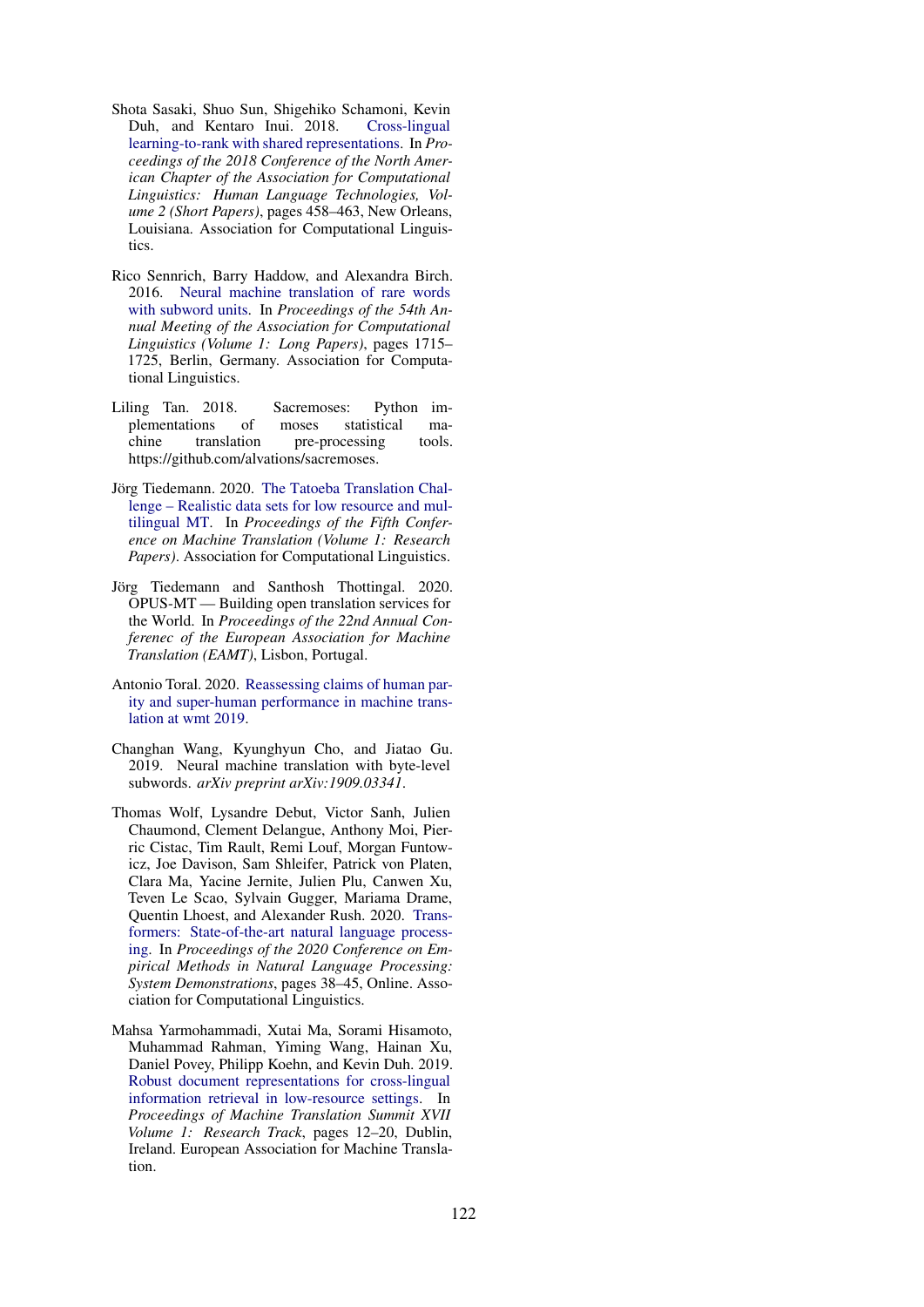Shota Sasaki, Shuo Sun, Shigehiko Schamoni, Kevin Duh, and Kentaro Inui. 2018. Cross-lingual learning-to-rank with shared representations. In *Proceedings of the 2018 Conference of the North American Chapter of the Association for Computational Linguistics: Human Language Technologies, Volume 2 (Short Papers)*, pages 458–463, New Orleans, Louisiana. Association for Computational Linguistics.

Rico Sennrich, Barry Haddow, and Alexandra Birch. 2016. Neural machine translation of rare words with subword units. In *Proceedings of the 54th Annual Meeting of the Association for Computational Linguistics (Volume 1: Long Papers)*, pages 1715–1725, Berlin, Germany. Association for Computational Linguistics.

Liling Tan. 2018. Sacremoses: Python implementations of moses statistical machine translation pre-processing tools. https://github.com/alvations/sacremoses.

Jörg Tiedemann. 2020. The Tatoeba Translation Challenge – Realistic data sets for low resource and multilingual MT. In *Proceedings of the Fifth Conference on Machine Translation (Volume 1: Research Papers)*. Association for Computational Linguistics.

Jörg Tiedemann and Santhosh Thottingal. 2020. OPUS-MT — Building open translation services for the World. In *Proceedings of the 22nd Annual Conferenec of the European Association for Machine Translation (EAMT)*, Lisbon, Portugal.

Antonio Toral. 2020. Reassessing claims of human parity and super-human performance in machine translation at wmt 2019.

Changhan Wang, Kyunghyun Cho, and Jiatao Gu. 2019. Neural machine translation with byte-level subwords. *arXiv preprint arXiv:1909.03341*.

Thomas Wolf, Lysandre Debut, Victor Sanh, Julien Chaumond, Clement Delangue, Anthony Moi, Pierric Cistac, Tim Rault, Remi Louf, Morgan Funtowicz, Joe Davison, Sam Shleifer, Patrick von Platen, Clara Ma, Yacine Jernite, Julien Plu, Canwen Xu, Teven Le Scao, Sylvain Gugger, Mariama Drame, Quentin Lhoest, and Alexander Rush. 2020. Transformers: State-of-the-art natural language processing. In *Proceedings of the 2020 Conference on Empirical Methods in Natural Language Processing: System Demonstrations*, pages 38–45, Online. Association for Computational Linguistics.

Mahsa Yarmohammadi, Xutai Ma, Sorami Hisamoto, Muhammad Rahman, Yiming Wang, Hainan Xu, Daniel Povey, Philipp Koehn, and Kevin Duh. 2019. Robust document representations for cross-lingual information retrieval in low-resource settings. In *Proceedings of Machine Translation Summit XVII Volume 1: Research Track*, pages 12–20, Dublin, Ireland. European Association for Machine Translation.